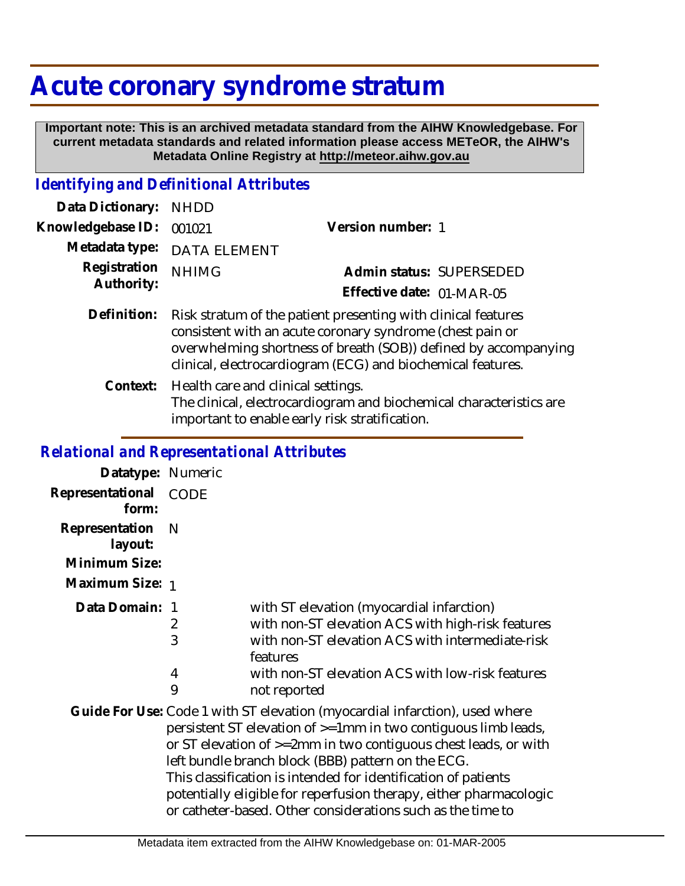# Acute coronary syndrome stratum

**Important note: This is an archived metadata standard from the AIHW Knowledgebase. For current metadata standards and related information please access METeOR, the AIHW's Metadata Online Registry at http://meteor.aihw.gov.au**

## *Identifying and Definitional Attributes*

**Data Dictionary:** NHDD

**Knowledgebase ID:** 001021

**Version number:** 1

**Metadata type:** DATA ELEMENT

**Registration Authority:** NHIMG

**Admin status:** SUPERSEDED

**Effective date:** 01-MAR-05

**Definition:** Risk stratum of the patient presenting with clinical features consistent with an acute coronary syndrome (chest pain or overwhelming shortness of breath (SOB)) defined by accompanying clinical, electrocardiogram (ECG) and biochemical features.

**Context:** Health care and clinical settings.
The clinical, electrocardiogram and biochemical characteristics are important to enable early risk stratification.

## *Relational and Representational Attributes*

**Datatype:** Numeric

**Representational form:** CODE

**Representation layout:** N

**Minimum Size:**

**Maximum Size:** 1

**Data Domain:**

| Code | Description |
|---|---|
| 1 | with ST elevation (myocardial infarction) |
| 2 | with non-ST elevation ACS with high-risk features |
| 3 | with non-ST elevation ACS with intermediate-risk features |
| 4 | with non-ST elevation ACS with low-risk features |
| 9 | not reported |

**Guide For Use:** Code 1 with ST elevation (myocardial infarction), used where persistent ST elevation of >=1mm in two contiguous limb leads, or ST elevation of >=2mm in two contiguous chest leads, or with left bundle branch block (BBB) pattern on the ECG.
This classification is intended for identification of patients potentially eligible for reperfusion therapy, either pharmacologic or catheter-based. Other considerations such as the time to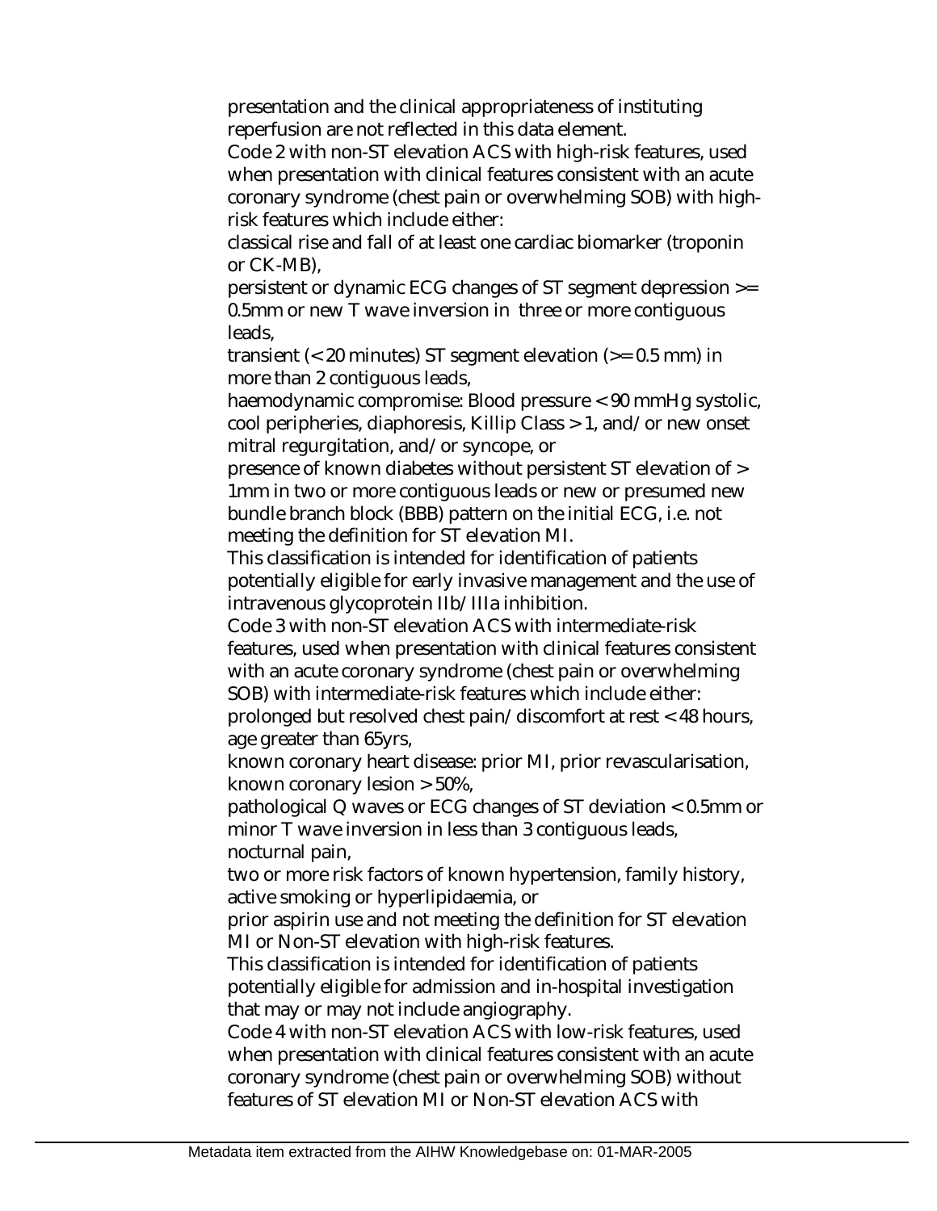presentation and the clinical appropriateness of instituting reperfusion are not reflected in this data element.

Code 2 with non-ST elevation ACS with high-risk features, used when presentation with clinical features consistent with an acute coronary syndrome (chest pain or overwhelming SOB) with high-risk features which include either:

classical rise and fall of at least one cardiac biomarker (troponin or CK-MB),

persistent or dynamic ECG changes of ST segment depression >= 0.5mm or new T wave inversion in three or more contiguous leads,

transient (< 20 minutes) ST segment elevation (>= 0.5 mm) in more than 2 contiguous leads,

haemodynamic compromise: Blood pressure < 90 mmHg systolic, cool peripheries, diaphoresis, Killip Class > 1, and/or new onset mitral regurgitation, and/or syncope, or

presence of known diabetes without persistent ST elevation of > 1mm in two or more contiguous leads or new or presumed new bundle branch block (BBB) pattern on the initial ECG, i.e. not meeting the definition for ST elevation MI.

This classification is intended for identification of patients potentially eligible for early invasive management and the use of intravenous glycoprotein IIb/IIIa inhibition.

Code 3 with non-ST elevation ACS with intermediate-risk features, used when presentation with clinical features consistent with an acute coronary syndrome (chest pain or overwhelming SOB) with intermediate-risk features which include either:

prolonged but resolved chest pain/discomfort at rest < 48 hours,

age greater than 65yrs,

known coronary heart disease: prior MI, prior revascularisation, known coronary lesion > 50%,

pathological Q waves or ECG changes of ST deviation < 0.5mm or minor T wave inversion in less than 3 contiguous leads,

nocturnal pain,

two or more risk factors of known hypertension, family history, active smoking or hyperlipidaemia, or

prior aspirin use and not meeting the definition for ST elevation MI or Non-ST elevation with high-risk features.

This classification is intended for identification of patients potentially eligible for admission and in-hospital investigation that may or may not include angiography.

Code 4 with non-ST elevation ACS with low-risk features, used when presentation with clinical features consistent with an acute coronary syndrome (chest pain or overwhelming SOB) without features of ST elevation MI or Non-ST elevation ACS with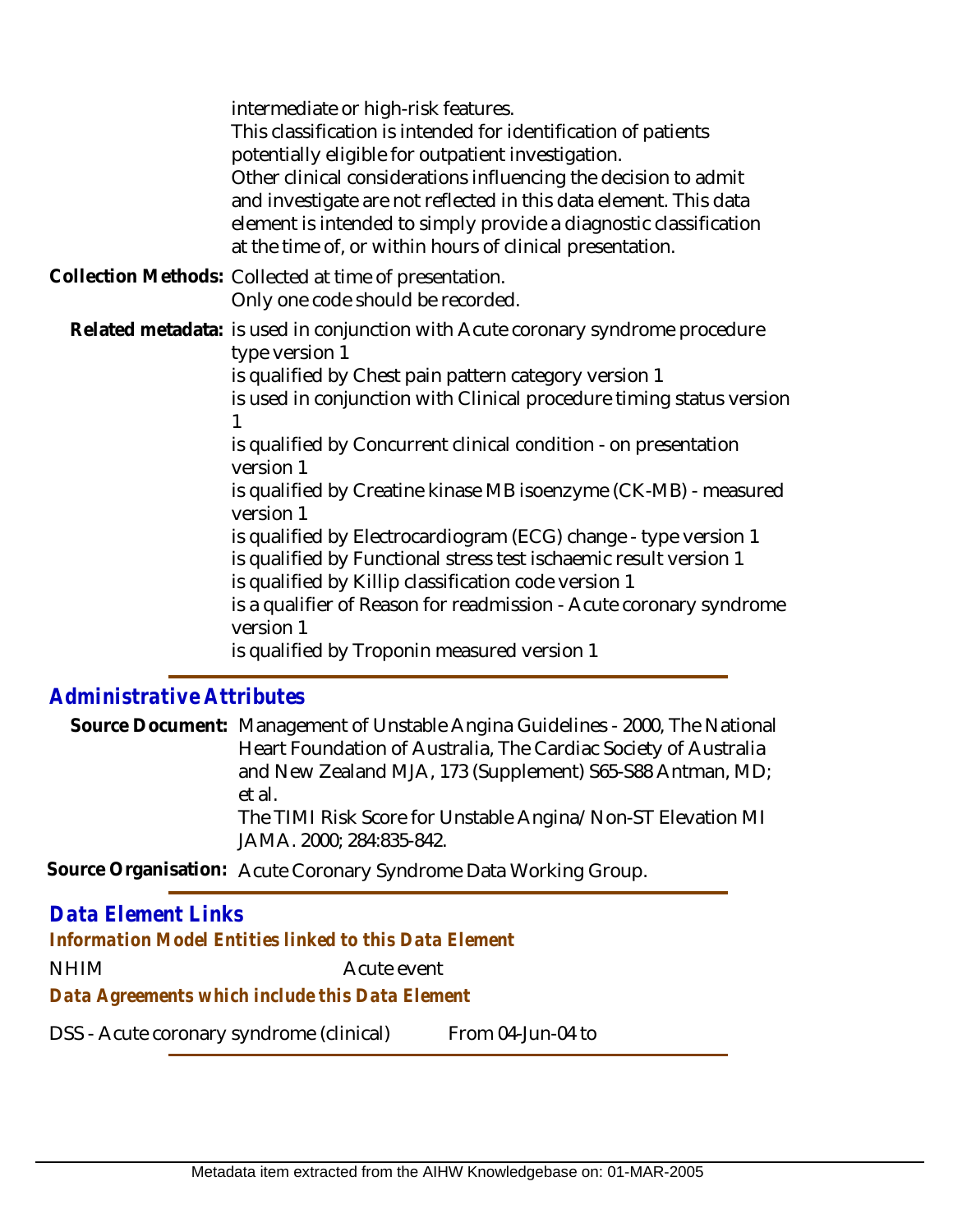intermediate or high-risk features.
This classification is intended for identification of patients potentially eligible for outpatient investigation.
Other clinical considerations influencing the decision to admit and investigate are not reflected in this data element. This data element is intended to simply provide a diagnostic classification at the time of, or within hours of clinical presentation.

**Collection Methods:** Collected at time of presentation.
Only one code should be recorded.

**Related metadata:** is used in conjunction with Acute coronary syndrome procedure type version 1
is qualified by Chest pain pattern category version 1
is used in conjunction with Clinical procedure timing status version 1
is qualified by Concurrent clinical condition - on presentation version 1
is qualified by Creatine kinase MB isoenzyme (CK-MB) - measured version 1
is qualified by Electrocardiogram (ECG) change - type version 1
is qualified by Functional stress test ischaemic result version 1
is qualified by Killip classification code version 1
is a qualifier of Reason for readmission - Acute coronary syndrome version 1
is qualified by Troponin measured version 1

## Administrative Attributes

**Source Document:** Management of Unstable Angina Guidelines - 2000, The National Heart Foundation of Australia, The Cardiac Society of Australia and New Zealand MJA, 173 (Supplement) S65-S88 Antman, MD; et al.
The TIMI Risk Score for Unstable Angina/ Non-ST Elevation MI JAMA. 2000; 284:835-842.

**Source Organisation:** Acute Coronary Syndrome Data Working Group.

## Data Element Links

### Information Model Entities linked to this Data Element

NHIM Acute event

### Data Agreements which include this Data Element

DSS - Acute coronary syndrome (clinical) From 04-Jun-04 to

Metadata item extracted from the AIHW Knowledgebase on: 01-MAR-2005